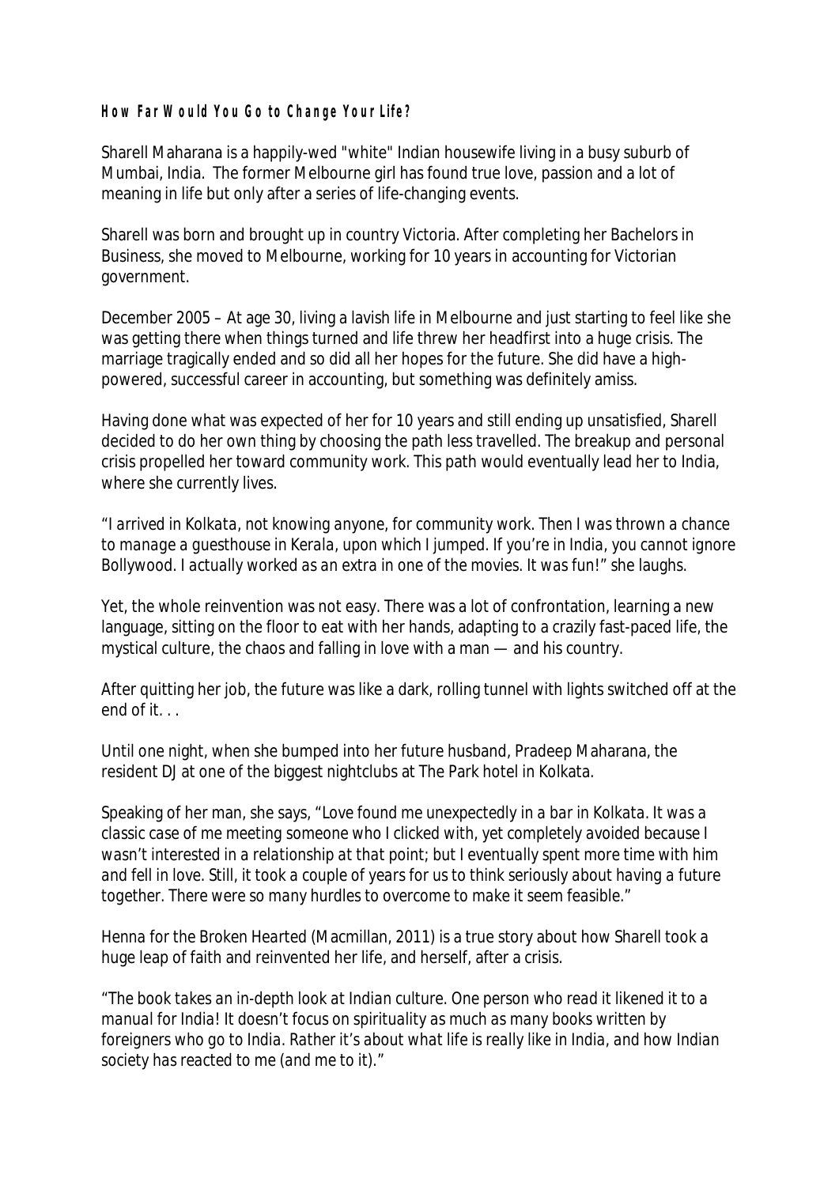**How Far Would You Go to Change Your Life?**

Sharell Maharana is a happily-wed "white" Indian housewife living in a busy suburb of Mumbai, India. The former Melbourne girl has found true love, passion and a lot of meaning in life but only after a series of life-changing events.

Sharell was born and brought up in country Victoria. After completing her Bachelors in Business, she moved to Melbourne, working for 10 years in accounting for Victorian government.

December 2005 – At age 30, living a lavish life in Melbourne and just starting to feel like she was getting there when things turned and life threw her headfirst into a huge crisis. The marriage tragically ended and so did all her hopes for the future. She did have a high-powered, successful career in accounting, but something was definitely amiss.

Having done what was expected of her for 10 years and still ending up unsatisfied, Sharell decided to do her own thing by choosing the path less travelled. The breakup and personal crisis propelled her toward community work. This path would eventually lead her to India, where she currently lives.

*"I arrived in Kolkata, not knowing anyone, for community work. Then I was thrown a chance to manage a guesthouse in Kerala, upon which I jumped. If you're in India, you cannot ignore Bollywood. I actually worked as an extra in one of the movies. It was fun!"* she laughs.

Yet, the whole reinvention was not easy. There was a lot of confrontation, learning a new language, sitting on the floor to eat with her hands, adapting to a crazily fast-paced life, the mystical culture, the chaos and falling in love with a man — and his country.

After quitting her job, the future was like a dark, rolling tunnel with lights switched off at the end of it. . .

Until one night, when she bumped into her future husband, Pradeep Maharana, the resident DJ at one of the biggest nightclubs at The Park hotel in Kolkata.

Speaking of her man, she says, *"Love found me unexpectedly in a bar in Kolkata. It was a classic case of me meeting someone who I clicked with, yet completely avoided because I wasn't interested in a relationship at that point; but I eventually spent more time with him and fell in love. Still, it took a couple of years for us to think seriously about having a future together. There were so many hurdles to overcome to make it seem feasible."*

Henna for the Broken Hearted (Macmillan, 2011) is a true story about how Sharell took a huge leap of faith and reinvented her life, and herself, after a crisis.

*"The book takes an in-depth look at Indian culture. One person who read it likened it to a manual for India! It doesn't focus on spirituality as much as many books written by foreigners who go to India. Rather it's about what life is really like in India, and how Indian society has reacted to me (and me to it)."*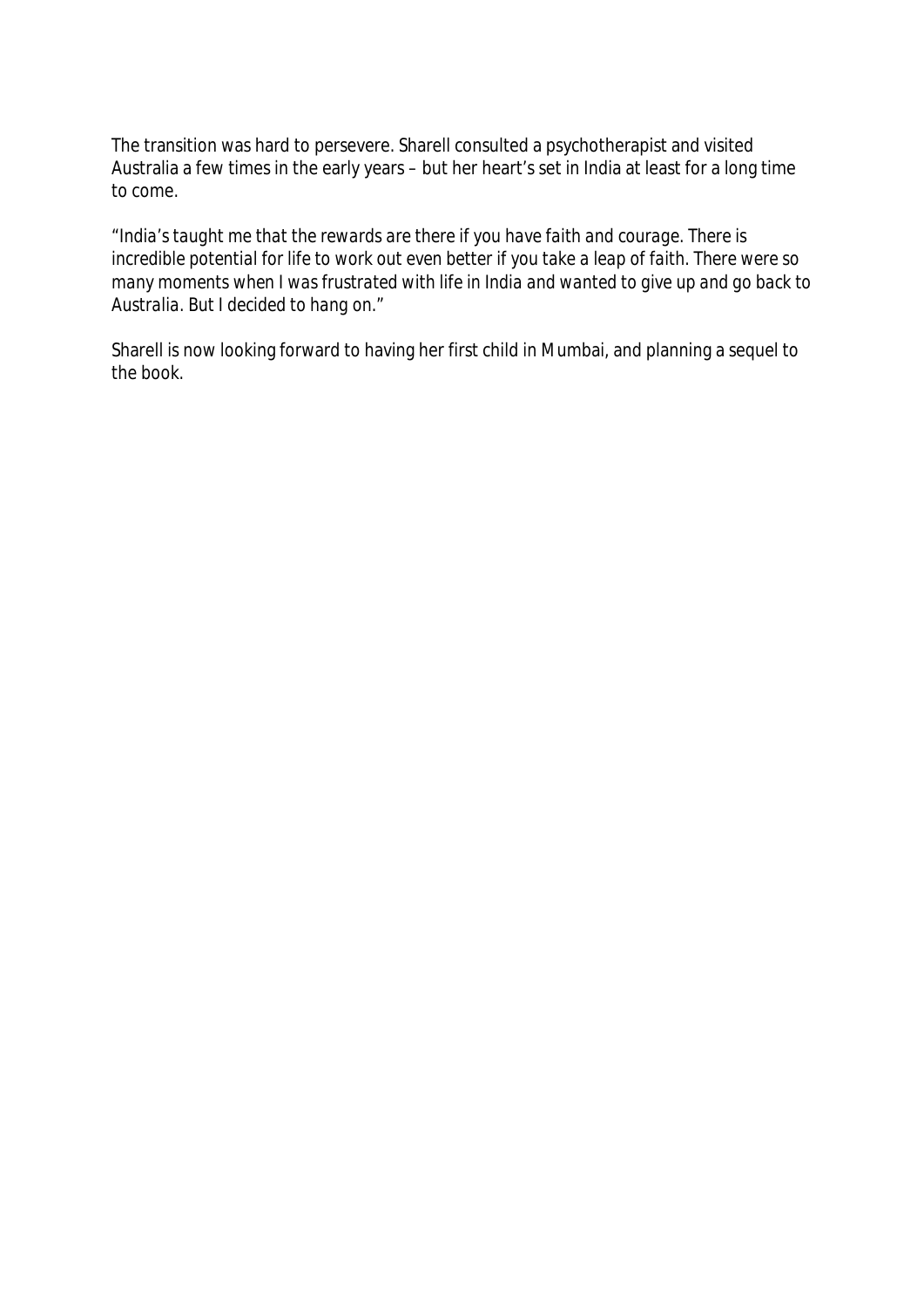The transition was hard to persevere. Sharell consulted a psychotherapist and visited Australia a few times in the early years – but her heart's set in India at least for a long time to come.

*"India's taught me that the rewards are there if you have faith and courage. There is incredible potential for life to work out even better if you take a leap of faith. There were so many moments when I was frustrated with life in India and wanted to give up and go back to Australia. But I decided to hang on."*

Sharell is now looking forward to having her first child in Mumbai, and planning a sequel to the book.